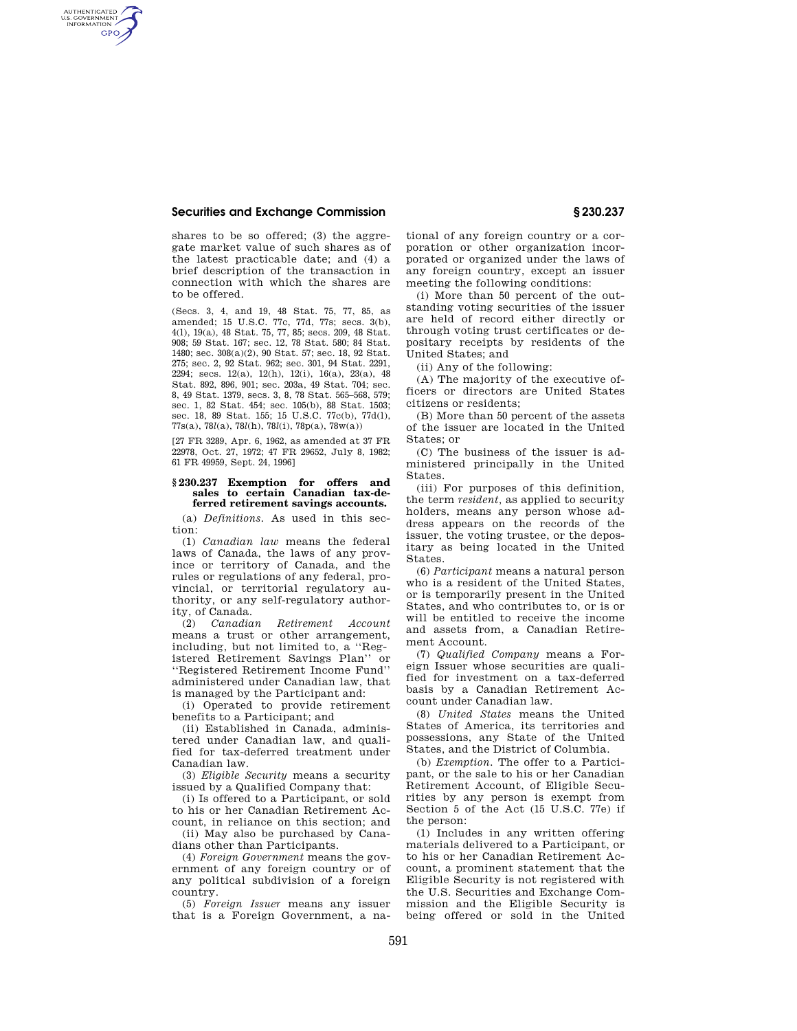shares to be so offered; (3) the aggregate market value of such shares as of the latest practicable date; and (4) a brief description of the transaction in connection with which the shares are to be offered.

(Secs. 3, 4, and 19, 48 Stat. 75, 77, 85, as amended; 15 U.S.C. 77c, 77d, 77s; secs. 3(b), 4(l), 19(a), 48 Stat. 75, 77, 85; secs. 209, 48 Stat. 908; 59 Stat. 167; sec. 12, 78 Stat. 580; 84 Stat. 1480; sec. 308(a)(2), 90 Stat. 57; sec. 18, 92 Stat. 275; sec. 2, 92 Stat. 962; sec. 301, 94 Stat. 2291, 2294; secs. 12(a), 12(h), 12(i), 16(a), 23(a), 48 Stat. 892, 896, 901; sec. 203a, 49 Stat. 704; sec. 8, 49 Stat. 1379, secs. 3, 8, 78 Stat. 565–568, 579; sec. 1, 82 Stat. 454; sec. 105(b), 88 Stat. 1503; sec. 18, 89 Stat. 155; 15 U.S.C. 77c(b), 77d(l), 77s(a), 78*l*(a), 78*l*(h), 78*l*(i), 78p(a), 78w(a))

[27 FR 3289, Apr. 6, 1962, as amended at 37 FR 22978, Oct. 27, 1972; 47 FR 29652, July 8, 1982; 61 FR 49959, Sept. 24, 1996]

### § 230.237 Exemption for offers and sales to certain Canadian tax-deferred retirement savings accounts.

(a) *Definitions.* As used in this section:

(1) *Canadian law* means the federal laws of Canada, the laws of any province or territory of Canada, and the rules or regulations of any federal, provincial, or territorial regulatory authority, or any self-regulatory authority, of Canada.

(2) *Canadian Retirement Account* means a trust or other arrangement, including, but not limited to, a "Registered Retirement Savings Plan" or "Registered Retirement Income Fund" administered under Canadian law, that is managed by the Participant and:

(i) Operated to provide retirement benefits to a Participant; and

(ii) Established in Canada, administered under Canadian law, and qualified for tax-deferred treatment under Canadian law.

(3) *Eligible Security* means a security issued by a Qualified Company that:

(i) Is offered to a Participant, or sold to his or her Canadian Retirement Account, in reliance on this section; and

(ii) May also be purchased by Canadians other than Participants.

(4) *Foreign Government* means the government of any foreign country or of any political subdivision of a foreign country.

(5) *Foreign Issuer* means any issuer that is a Foreign Government, a national of any foreign country or a corporation or other organization incorporated or organized under the laws of any foreign country, except an issuer meeting the following conditions:

(i) More than 50 percent of the outstanding voting securities of the issuer are held of record either directly or through voting trust certificates or depositary receipts by residents of the United States; and

(ii) Any of the following:

(A) The majority of the executive officers or directors are United States citizens or residents;

(B) More than 50 percent of the assets of the issuer are located in the United States; or

(C) The business of the issuer is administered principally in the United States.

(iii) For purposes of this definition, the term *resident,* as applied to security holders, means any person whose address appears on the records of the issuer, the voting trustee, or the depositary as being located in the United States.

(6) *Participant* means a natural person who is a resident of the United States, or is temporarily present in the United States, and who contributes to, or is or will be entitled to receive the income and assets from, a Canadian Retirement Account.

(7) *Qualified Company* means a Foreign Issuer whose securities are qualified for investment on a tax-deferred basis by a Canadian Retirement Account under Canadian law.

(8) *United States* means the United States of America, its territories and possessions, any State of the United States, and the District of Columbia.

(b) *Exemption.* The offer to a Participant, or the sale to his or her Canadian Retirement Account, of Eligible Securities by any person is exempt from Section 5 of the Act (15 U.S.C. 77e) if the person:

(1) Includes in any written offering materials delivered to a Participant, or to his or her Canadian Retirement Account, a prominent statement that the Eligible Security is not registered with the U.S. Securities and Exchange Commission and the Eligible Security is being offered or sold in the United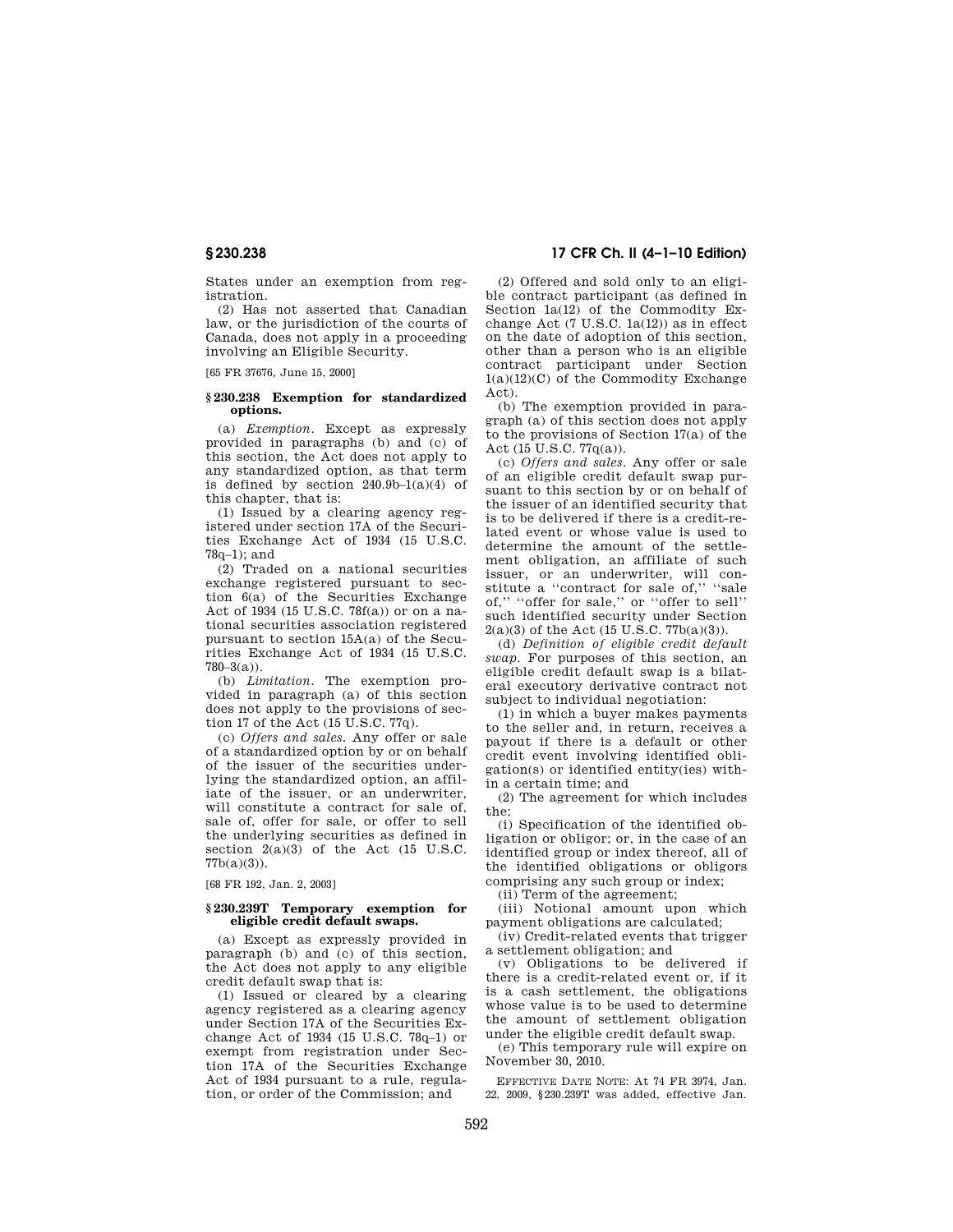States under an exemption from registration.

(2) Has not asserted that Canadian law, or the jurisdiction of the courts of Canada, does not apply in a proceeding involving an Eligible Security.

[65 FR 37676, June 15, 2000]

### § 230.238 Exemption for standardized options.

(a) *Exemption.* Except as expressly provided in paragraphs (b) and (c) of this section, the Act does not apply to any standardized option, as that term is defined by section 240.9b–1(a)(4) of this chapter, that is:

(1) Issued by a clearing agency registered under section 17A of the Securities Exchange Act of 1934 (15 U.S.C. 78q–1); and

(2) Traded on a national securities exchange registered pursuant to section 6(a) of the Securities Exchange Act of 1934 (15 U.S.C. 78f(a)) or on a national securities association registered pursuant to section 15A(a) of the Securities Exchange Act of 1934 (15 U.S.C. 78o–3(a)).

(b) *Limitation.* The exemption provided in paragraph (a) of this section does not apply to the provisions of section 17 of the Act (15 U.S.C. 77q).

(c) *Offers and sales.* Any offer or sale of a standardized option by or on behalf of the issuer of the securities underlying the standardized option, an affiliate of the issuer, or an underwriter, will constitute a contract for sale of, sale of, offer for sale, or offer to sell the underlying securities as defined in section 2(a)(3) of the Act (15 U.S.C. 77b(a)(3)).

[68 FR 192, Jan. 2, 2003]

### § 230.239T Temporary exemption for eligible credit default swaps.

(a) Except as expressly provided in paragraph (b) and (c) of this section, the Act does not apply to any eligible credit default swap that is:

(1) Issued or cleared by a clearing agency registered as a clearing agency under Section 17A of the Securities Exchange Act of 1934 (15 U.S.C. 78q–1) or exempt from registration under Section 17A of the Securities Exchange Act of 1934 pursuant to a rule, regulation, or order of the Commission; and

(2) Offered and sold only to an eligible contract participant (as defined in Section 1a(12) of the Commodity Exchange Act (7 U.S.C. 1a(12)) as in effect on the date of adoption of this section, other than a person who is an eligible contract participant under Section 1(a)(12)(C) of the Commodity Exchange Act).

(b) The exemption provided in paragraph (a) of this section does not apply to the provisions of Section 17(a) of the Act (15 U.S.C. 77q(a)).

(c) *Offers and sales.* Any offer or sale of an eligible credit default swap pursuant to this section by or on behalf of the issuer of an identified security that is to be delivered if there is a credit-related event or whose value is used to determine the amount of the settlement obligation, an affiliate of such issuer, or an underwriter, will constitute a "contract for sale of," "sale of," "offer for sale," or "offer to sell" such identified security under Section 2(a)(3) of the Act (15 U.S.C. 77b(a)(3)).

(d) *Definition of eligible credit default swap.* For purposes of this section, an eligible credit default swap is a bilateral executory derivative contract not subject to individual negotiation:

(1) in which a buyer makes payments to the seller and, in return, receives a payout if there is a default or other credit event involving identified obligation(s) or identified entity(ies) within a certain time; and

(2) The agreement for which includes the:

(i) Specification of the identified obligation or obligor; or, in the case of an identified group or index thereof, all of the identified obligations or obligors comprising any such group or index;

(ii) Term of the agreement;

(iii) Notional amount upon which payment obligations are calculated;

(iv) Credit-related events that trigger a settlement obligation; and

(v) Obligations to be delivered if there is a credit-related event or, if it is a cash settlement, the obligations whose value is to be used to determine the amount of settlement obligation under the eligible credit default swap.

(e) This temporary rule will expire on November 30, 2010.

EFFECTIVE DATE NOTE: At 74 FR 3974, Jan. 22, 2009, § 230.239T was added, effective Jan.